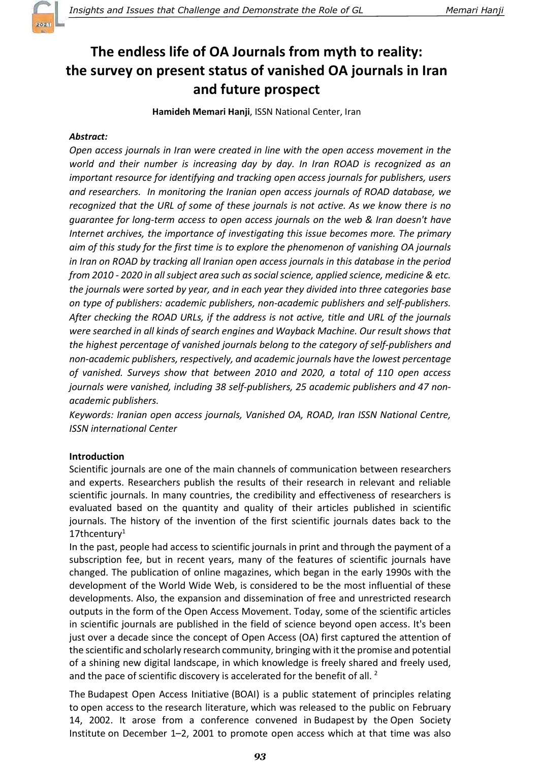# The endless life of OA Journals from myth to reality: the survey on present status of vanished OA journals in Iran and future prospect

**Hamideh Memari Hanji**, ISSN National Center, Iran

***Abstract:***

*Open access journals in Iran were created in line with the open access movement in the world and their number is increasing day by day. In Iran ROAD is recognized as an important resource for identifying and tracking open access journals for publishers, users and researchers. In monitoring the Iranian open access journals of ROAD database, we recognized that the URL of some of these journals is not active. As we know there is no guarantee for long-term access to open access journals on the web & Iran doesn't have Internet archives, the importance of investigating this issue becomes more. The primary aim of this study for the first time is to explore the phenomenon of vanishing OA journals in Iran on ROAD by tracking all Iranian open access journals in this database in the period from 2010 - 2020 in all subject area such as social science, applied science, medicine & etc. the journals were sorted by year, and in each year they divided into three categories base on type of publishers: academic publishers, non-academic publishers and self-publishers. After checking the ROAD URLs, if the address is not active, title and URL of the journals were searched in all kinds of search engines and Wayback Machine. Our result shows that the highest percentage of vanished journals belong to the category of self-publishers and non-academic publishers, respectively, and academic journals have the lowest percentage of vanished. Surveys show that between 2010 and 2020, a total of 110 open access journals were vanished, including 38 self-publishers, 25 academic publishers and 47 non-academic publishers.*

*Keywords: Iranian open access journals, Vanished OA, ROAD, Iran ISSN National Centre, ISSN international Center*

**Introduction**

Scientific journals are one of the main channels of communication between researchers and experts. Researchers publish the results of their research in relevant and reliable scientific journals. In many countries, the credibility and effectiveness of researchers is evaluated based on the quantity and quality of their articles published in scientific journals. The history of the invention of the first scientific journals dates back to the 17thcentury[1]

In the past, people had access to scientific journals in print and through the payment of a subscription fee, but in recent years, many of the features of scientific journals have changed. The publication of online magazines, which began in the early 1990s with the development of the World Wide Web, is considered to be the most influential of these developments. Also, the expansion and dissemination of free and unrestricted research outputs in the form of the Open Access Movement. Today, some of the scientific articles in scientific journals are published in the field of science beyond open access. It's been just over a decade since the concept of Open Access (OA) first captured the attention of the scientific and scholarly research community, bringing with it the promise and potential of a shining new digital landscape, in which knowledge is freely shared and freely used, and the pace of scientific discovery is accelerated for the benefit of all. [2]

The Budapest Open Access Initiative (BOAI) is a public statement of principles relating to open access to the research literature, which was released to the public on February 14, 2002. It arose from a conference convened in Budapest by the Open Society Institute on December 1–2, 2001 to promote open access which at that time was also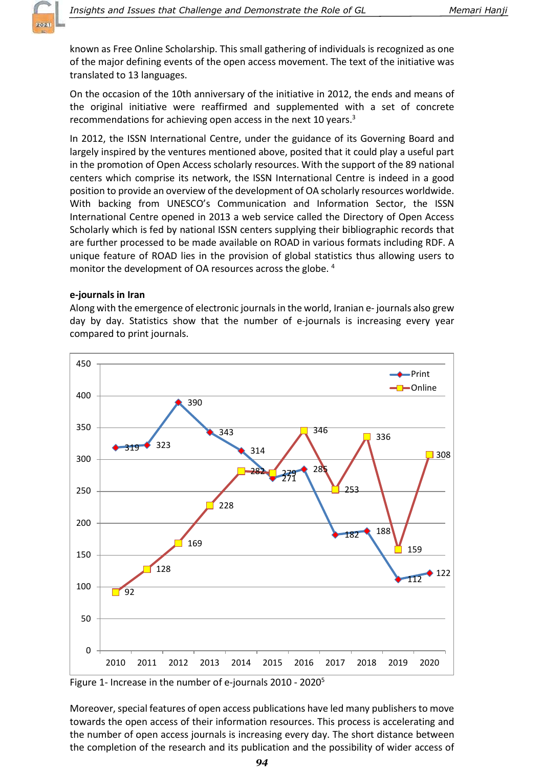known as Free Online Scholarship. This small gathering of individuals is recognized as one of the major defining events of the open access movement. The text of the initiative was translated to 13 languages.

On the occasion of the 10th anniversary of the initiative in 2012, the ends and means of the original initiative were reaffirmed and supplemented with a set of concrete recommendations for achieving open access in the next 10 years.[3]

In 2012, the ISSN International Centre, under the guidance of its Governing Board and largely inspired by the ventures mentioned above, posited that it could play a useful part in the promotion of Open Access scholarly resources. With the support of the 89 national centers which comprise its network, the ISSN International Centre is indeed in a good position to provide an overview of the development of OA scholarly resources worldwide. With backing from UNESCO's Communication and Information Sector, the ISSN International Centre opened in 2013 a web service called the Directory of Open Access Scholarly which is fed by national ISSN centers supplying their bibliographic records that are further processed to be made available on ROAD in various formats including RDF. A unique feature of ROAD lies in the provision of global statistics thus allowing users to monitor the development of OA resources across the globe. [4]

**e-journals in Iran**

Along with the emergence of electronic journals in the world, Iranian e- journals also grew day by day. Statistics show that the number of e-journals is increasing every year compared to print journals.

| Year | Print | Online |
|---|---|---|
| 2010 | 319 | 92 |
| 2011 | 323 | 128 |
| 2012 | 390 | 169 |
| 2013 | 343 | 228 |
| 2014 | 314 | 282 |
| 2015 | 271 | 279 |
| 2016 | 285 | 346 |
| 2017 | 182 | 253 |
| 2018 | 188 | 336 |
| 2019 | 112 | 159 |
| 2020 | 122 | 308 |

Figure 1- Increase in the number of e-journals 2010 - 2020[5]

Moreover, special features of open access publications have led many publishers to move towards the open access of their information resources. This process is accelerating and the number of open access journals is increasing every day. The short distance between the completion of the research and its publication and the possibility of wider access of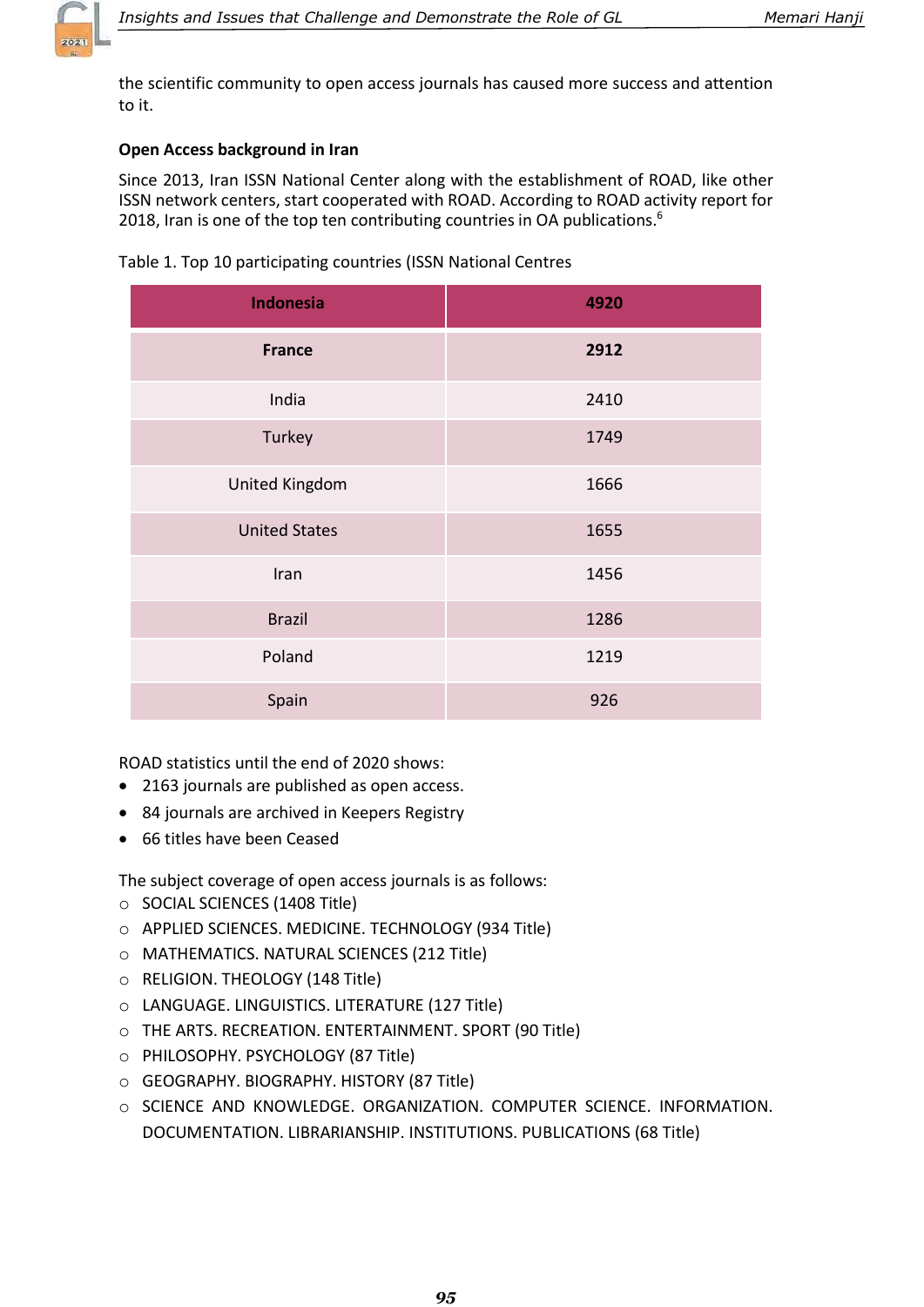the scientific community to open access journals has caused more success and attention to it.

**Open Access background in Iran**

Since 2013, Iran ISSN National Center along with the establishment of ROAD, like other ISSN network centers, start cooperated with ROAD. According to ROAD activity report for 2018, Iran is one of the top ten contributing countries in OA publications.[6]

Table 1. Top 10 participating countries (ISSN National Centres

| **Indonesia** | **4920** |
|---|---|
| **France** | **2912** |
| India | 2410 |
| Turkey | 1749 |
| United Kingdom | 1666 |
| United States | 1655 |
| Iran | 1456 |
| Brazil | 1286 |
| Poland | 1219 |
| Spain | 926 |

ROAD statistics until the end of 2020 shows:

- 2163 journals are published as open access.
- 84 journals are archived in Keepers Registry
- 66 titles have been Ceased

The subject coverage of open access journals is as follows:

- SOCIAL SCIENCES (1408 Title)
- APPLIED SCIENCES. MEDICINE. TECHNOLOGY (934 Title)
- MATHEMATICS. NATURAL SCIENCES (212 Title)
- RELIGION. THEOLOGY (148 Title)
- LANGUAGE. LINGUISTICS. LITERATURE (127 Title)
- THE ARTS. RECREATION. ENTERTAINMENT. SPORT (90 Title)
- PHILOSOPHY. PSYCHOLOGY (87 Title)
- GEOGRAPHY. BIOGRAPHY. HISTORY (87 Title)
- SCIENCE AND KNOWLEDGE. ORGANIZATION. COMPUTER SCIENCE. INFORMATION. DOCUMENTATION. LIBRARIANSHIP. INSTITUTIONS. PUBLICATIONS (68 Title)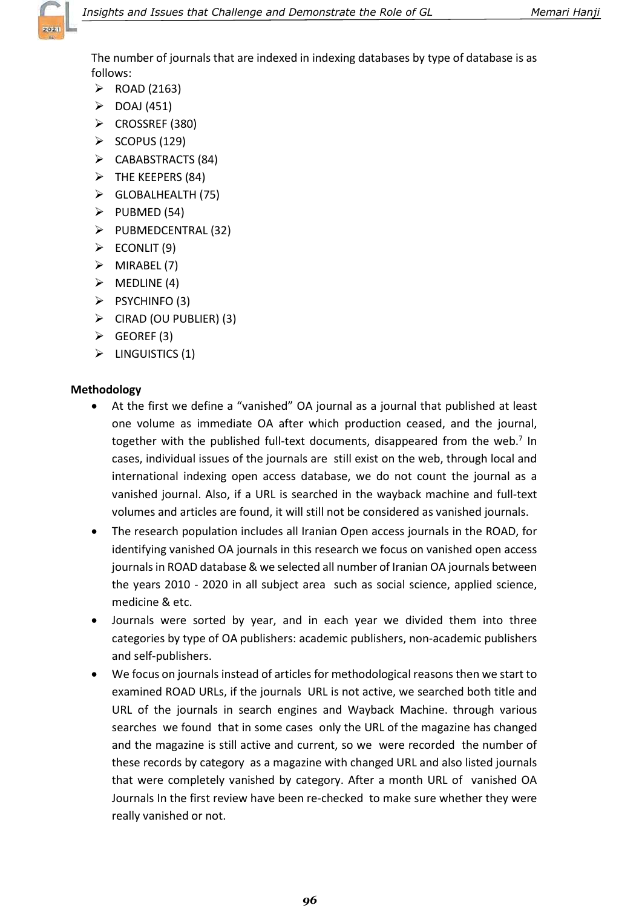The number of journals that are indexed in indexing databases by type of database is as follows:

- ROAD (2163)
- DOAJ (451)
- CROSSREF (380)
- SCOPUS (129)
- CABABSTRACTS (84)
- THE KEEPERS (84)
- GLOBALHEALTH (75)
- PUBMED (54)
- PUBMEDCENTRAL (32)
- ECONLIT (9)
- MIRABEL (7)
- MEDLINE (4)
- PSYCHINFO (3)
- CIRAD (OU PUBLIER) (3)
- GEOREF (3)
- LINGUISTICS (1)

**Methodology**

- At the first we define a "vanished" OA journal as a journal that published at least one volume as immediate OA after which production ceased, and the journal, together with the published full-text documents, disappeared from the web.[7] In cases, individual issues of the journals are still exist on the web, through local and international indexing open access database, we do not count the journal as a vanished journal. Also, if a URL is searched in the wayback machine and full-text volumes and articles are found, it will still not be considered as vanished journals.
- The research population includes all Iranian Open access journals in the ROAD, for identifying vanished OA journals in this research we focus on vanished open access journals in ROAD database & we selected all number of Iranian OA journals between the years 2010 - 2020 in all subject area such as social science, applied science, medicine & etc.
- Journals were sorted by year, and in each year we divided them into three categories by type of OA publishers: academic publishers, non-academic publishers and self-publishers.
- We focus on journals instead of articles for methodological reasons then we start to examined ROAD URLs, if the journals URL is not active, we searched both title and URL of the journals in search engines and Wayback Machine. through various searches we found that in some cases only the URL of the magazine has changed and the magazine is still active and current, so we were recorded the number of these records by category as a magazine with changed URL and also listed journals that were completely vanished by category. After a month URL of vanished OA Journals In the first review have been re-checked to make sure whether they were really vanished or not.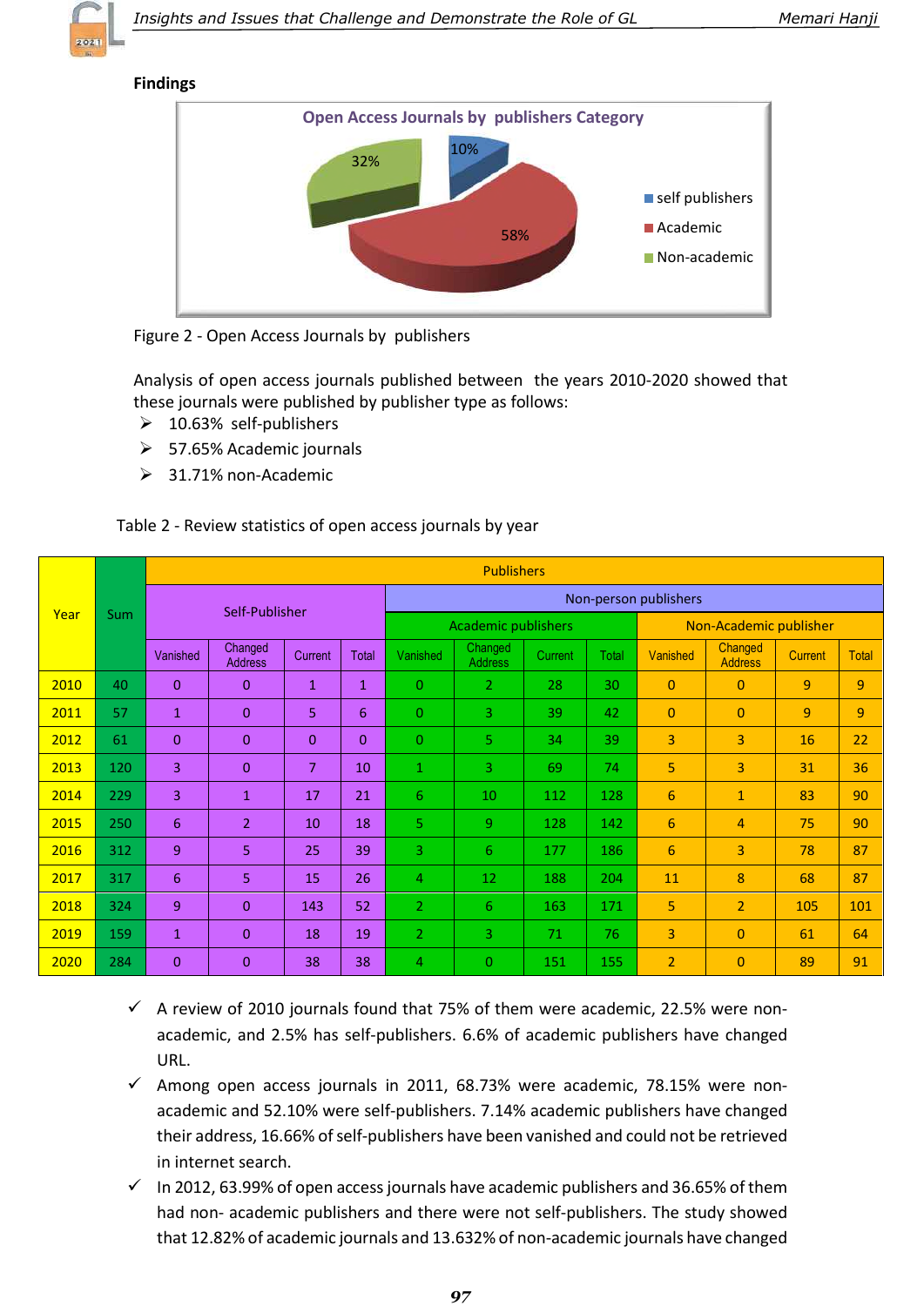## Findings

Figure 2 - Open Access Journals by publishers

Analysis of open access journals published between the years 2010-2020 showed that these journals were published by publisher type as follows:

- 10.63% self-publishers
- 57.65% Academic journals
- 31.71% non-Academic

Table 2 - Review statistics of open access journals by year

| Year | Sum | Publishers | | | | | | | | | | | |
|---|---|---|---|---|---|---|---|---|---|---|---|---|---|
| | | Self-Publisher | | | | Non-person publishers | | | | | | | |
| | | | | | | Academic publishers | | | | Non-Academic publisher | | | |
| | | Vanished | Changed Address | Current | Total | Vanished | Changed Address | Current | Total | Vanished | Changed Address | Current | Total |
| 2010 | 40 | 0 | 0 | 1 | 1 | 0 | 2 | 28 | 30 | 0 | 0 | 9 | 9 |
| 2011 | 57 | 1 | 0 | 5 | 6 | 0 | 3 | 39 | 42 | 0 | 0 | 9 | 9 |
| 2012 | 61 | 0 | 0 | 0 | 0 | 0 | 5 | 34 | 39 | 3 | 3 | 16 | 22 |
| 2013 | 120 | 3 | 0 | 7 | 10 | 1 | 3 | 69 | 74 | 5 | 3 | 31 | 36 |
| 2014 | 229 | 3 | 1 | 17 | 21 | 6 | 10 | 112 | 128 | 6 | 1 | 83 | 90 |
| 2015 | 250 | 6 | 2 | 10 | 18 | 5 | 9 | 128 | 142 | 6 | 4 | 75 | 90 |
| 2016 | 312 | 9 | 5 | 25 | 39 | 3 | 6 | 177 | 186 | 6 | 3 | 78 | 87 |
| 2017 | 317 | 6 | 5 | 15 | 26 | 4 | 12 | 188 | 204 | 11 | 8 | 68 | 87 |
| 2018 | 324 | 9 | 0 | 143 | 52 | 2 | 6 | 163 | 171 | 5 | 2 | 105 | 101 |
| 2019 | 159 | 1 | 0 | 18 | 19 | 2 | 3 | 71 | 76 | 3 | 0 | 61 | 64 |
| 2020 | 284 | 0 | 0 | 38 | 38 | 4 | 0 | 151 | 155 | 2 | 0 | 89 | 91 |

- ✓ A review of 2010 journals found that 75% of them were academic, 22.5% were non-academic, and 2.5% has self-publishers. 6.6% of academic publishers have changed URL.
- ✓ Among open access journals in 2011, 68.73% were academic, 78.15% were non-academic and 52.10% were self-publishers. 7.14% academic publishers have changed their address, 16.66% of self-publishers have been vanished and could not be retrieved in internet search.
- ✓ In 2012, 63.99% of open access journals have academic publishers and 36.65% of them had non- academic publishers and there were not self-publishers. The study showed that 12.82% of academic journals and 13.632% of non-academic journals have changed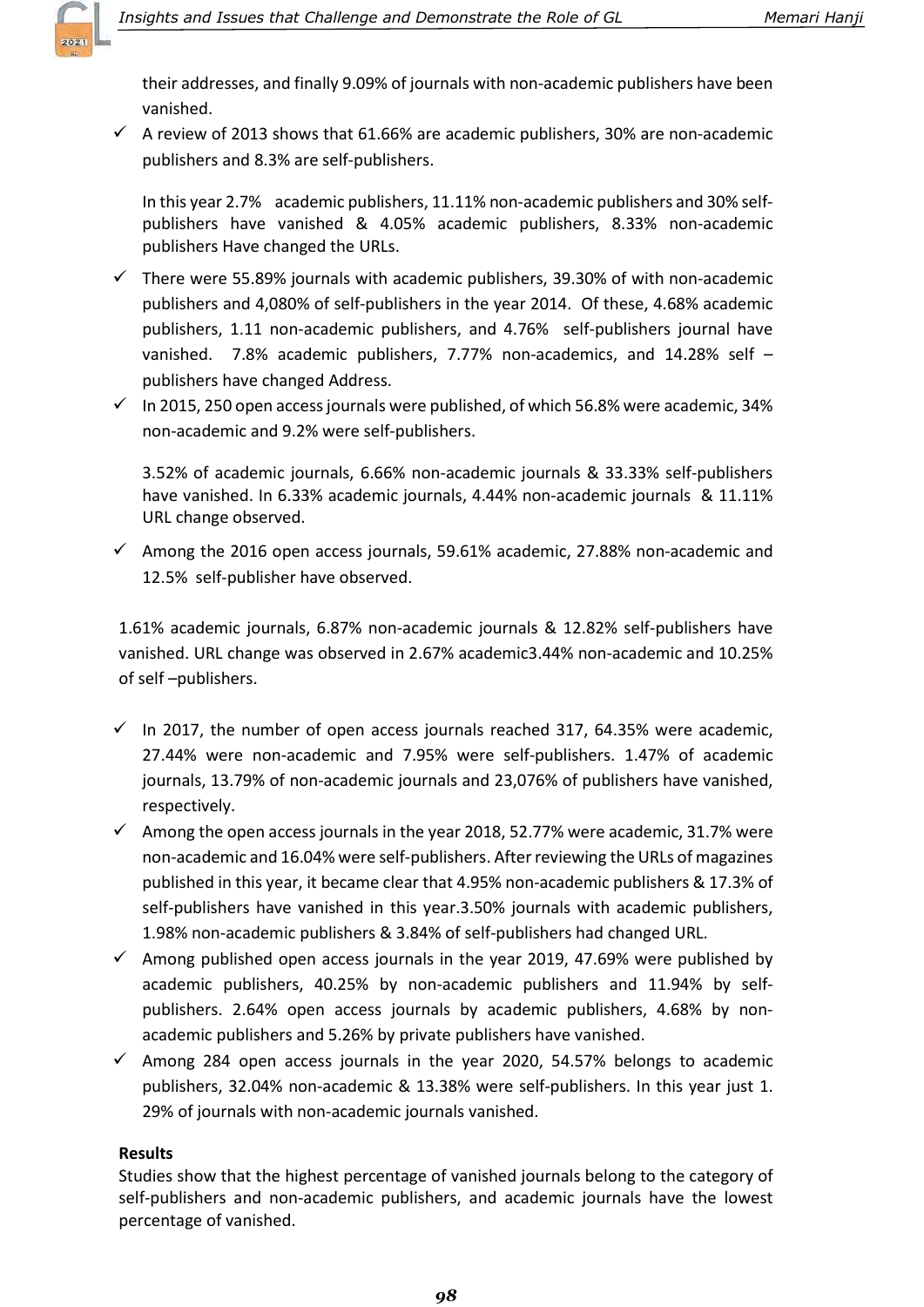their addresses, and finally 9.09% of journals with non-academic publishers have been vanished.

- ✓ A review of 2013 shows that 61.66% are academic publishers, 30% are non-academic publishers and 8.3% are self-publishers.

  In this year 2.7% academic publishers, 11.11% non-academic publishers and 30% self-publishers have vanished & 4.05% academic publishers, 8.33% non-academic publishers Have changed the URLs.

- ✓ There were 55.89% journals with academic publishers, 39.30% of with non-academic publishers and 4,080% of self-publishers in the year 2014. Of these, 4.68% academic publishers, 1.11 non-academic publishers, and 4.76% self-publishers journal have vanished. 7.8% academic publishers, 7.77% non-academics, and 14.28% self – publishers have changed Address.
- ✓ In 2015, 250 open access journals were published, of which 56.8% were academic, 34% non-academic and 9.2% were self-publishers.

  3.52% of academic journals, 6.66% non-academic journals & 33.33% self-publishers have vanished. In 6.33% academic journals, 4.44% non-academic journals & 11.11% URL change observed.

- ✓ Among the 2016 open access journals, 59.61% academic, 27.88% non-academic and 12.5% self-publisher have observed.

1.61% academic journals, 6.87% non-academic journals & 12.82% self-publishers have vanished. URL change was observed in 2.67% academic3.44% non-academic and 10.25% of self –publishers.

- ✓ In 2017, the number of open access journals reached 317, 64.35% were academic, 27.44% were non-academic and 7.95% were self-publishers. 1.47% of academic journals, 13.79% of non-academic journals and 23,076% of publishers have vanished, respectively.
- ✓ Among the open access journals in the year 2018, 52.77% were academic, 31.7% were non-academic and 16.04% were self-publishers. After reviewing the URLs of magazines published in this year, it became clear that 4.95% non-academic publishers & 17.3% of self-publishers have vanished in this year.3.50% journals with academic publishers, 1.98% non-academic publishers & 3.84% of self-publishers had changed URL.
- ✓ Among published open access journals in the year 2019, 47.69% were published by academic publishers, 40.25% by non-academic publishers and 11.94% by self-publishers. 2.64% open access journals by academic publishers, 4.68% by non-academic publishers and 5.26% by private publishers have vanished.
- ✓ Among 284 open access journals in the year 2020, 54.57% belongs to academic publishers, 32.04% non-academic & 13.38% were self-publishers. In this year just 1. 29% of journals with non-academic journals vanished.

**Results**

Studies show that the highest percentage of vanished journals belong to the category of self-publishers and non-academic publishers, and academic journals have the lowest percentage of vanished.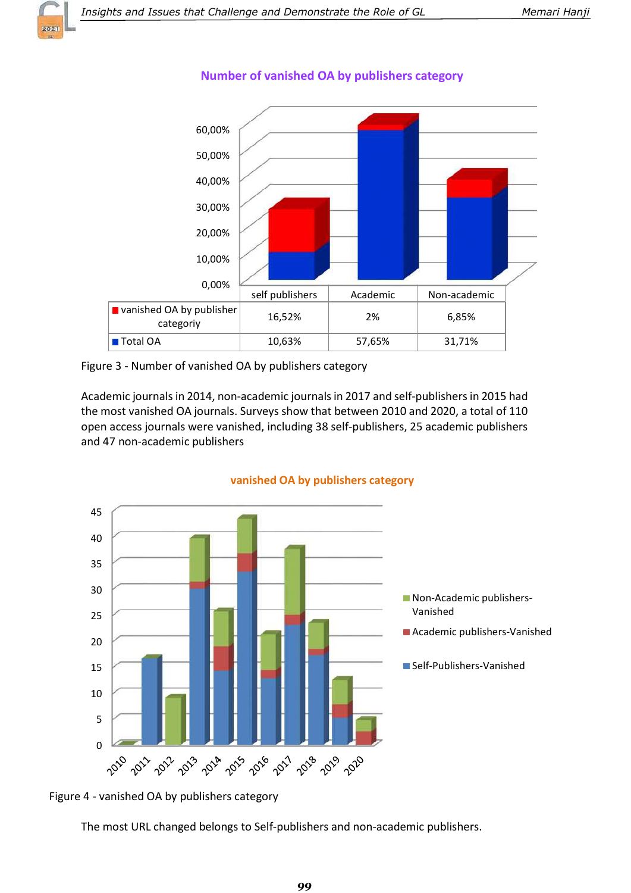**Number of vanished OA by publishers category**

| | self publishers | Academic | Non-academic |
|---|---|---|---|
| vanished OA by publisher categoriy | 16,52% | 2% | 6,85% |
| Total OA | 10,63% | 57,65% | 31,71% |

Figure 3 - Number of vanished OA by publishers category

Academic journals in 2014, non-academic journals in 2017 and self-publishers in 2015 had the most vanished OA journals. Surveys show that between 2010 and 2020, a total of 110 open access journals were vanished, including 38 self-publishers, 25 academic publishers and 47 non-academic publishers

**vanished OA by publishers category**

Figure 4 - vanished OA by publishers category

The most URL changed belongs to Self-publishers and non-academic publishers.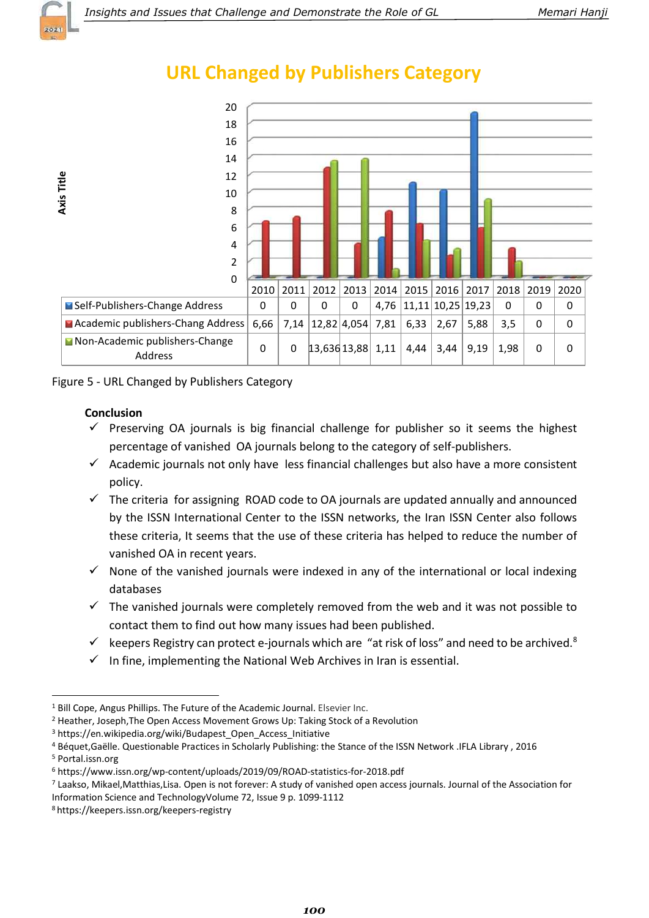## URL Changed by Publishers Category

Axis Title

20
18
16
14
12
10
8
6
4
2
0

| | 2010 | 2011 | 2012 | 2013 | 2014 | 2015 | 2016 | 2017 | 2018 | 2019 | 2020 |
|---|---|---|---|---|---|---|---|---|---|---|---|
| Self-Publishers-Change Address | 0 | 0 | 0 | 0 | 4,76 | 11,11 | 10,25 | 19,23 | 0 | 0 | 0 |
| Academic publishers-Chang Address | 6,66 | 7,14 | 12,82 | 4,054 | 7,81 | 6,33 | 2,67 | 5,88 | 3,5 | 0 | 0 |
| Non-Academic publishers-Change Address | 0 | 0 | 13,636 | 13,88 | 1,11 | 4,44 | 3,44 | 9,19 | 1,98 | 0 | 0 |

Figure 5 - URL Changed by Publishers Category

**Conclusion**

- ✓ Preserving OA journals is big financial challenge for publisher so it seems the highest percentage of vanished OA journals belong to the category of self-publishers.
- ✓ Academic journals not only have less financial challenges but also have a more consistent policy.
- ✓ The criteria for assigning ROAD code to OA journals are updated annually and announced by the ISSN International Center to the ISSN networks, the Iran ISSN Center also follows these criteria, It seems that the use of these criteria has helped to reduce the number of vanished OA in recent years.
- ✓ None of the vanished journals were indexed in any of the international or local indexing databases
- ✓ The vanished journals were completely removed from the web and it was not possible to contact them to find out how many issues had been published.
- ✓ keepers Registry can protect e-journals which are "at risk of loss" and need to be archived.[8]
- ✓ In fine, implementing the National Web Archives in Iran is essential.

---

[1] Bill Cope, Angus Phillips. The Future of the Academic Journal. Elsevier Inc.
[2] Heather, Joseph,The Open Access Movement Grows Up: Taking Stock of a Revolution
[3] https://en.wikipedia.org/wiki/Budapest_Open_Access_Initiative
[4] Béquet,Gaëlle. Questionable Practices in Scholarly Publishing: the Stance of the ISSN Network .IFLA Library , 2016
[5] Portal.issn.org
[6] https://www.issn.org/wp-content/uploads/2019/09/ROAD-statistics-for-2018.pdf
[7] Laakso, Mikael,Matthias,Lisa. Open is not forever: A study of vanished open access journals. Journal of the Association for Information Science and TechnologyVolume 72, Issue 9 p. 1099-1112
[8] https://keepers.issn.org/keepers-registry